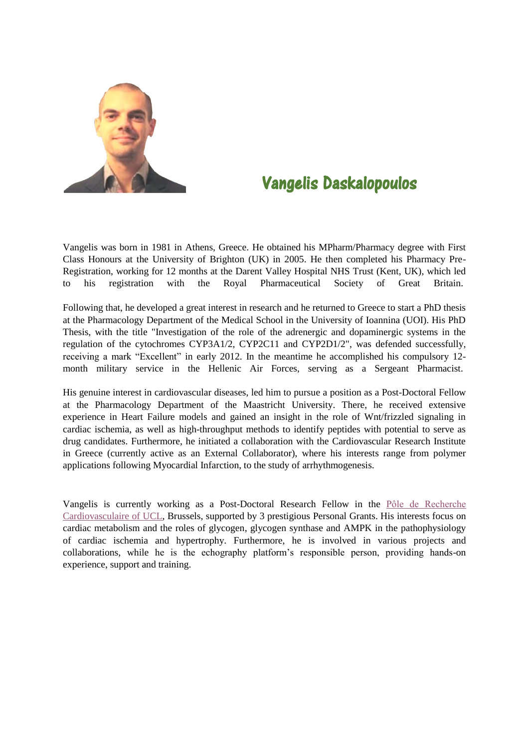# Vangelis Daskalopoulos

Vangelis was born in 1981 in Athens, Greece. He obtained his MPharm/Pharmacy degree with First Class Honours at the University of Brighton (UK) in 2005. He then completed his Pharmacy Pre-Registration, working for 12 months at the Darent Valley Hospital NHS Trust (Kent, UK), which led to his registration with the Royal Pharmaceutical Society of Great Britain.

Following that, he developed a great interest in research and he returned to Greece to start a PhD thesis at the Pharmacology Department of the Medical School in the University of Ioannina (UOI). His PhD Thesis, with the title "Investigation of the role of the adrenergic and dopaminergic systems in the regulation of the cytochromes CYP3A1/2, CYP2C11 and CYP2D1/2", was defended successfully, receiving a mark "Excellent" in early 2012. In the meantime he accomplished his compulsory 12-month military service in the Hellenic Air Forces, serving as a Sergeant Pharmacist.

His genuine interest in cardiovascular diseases, led him to pursue a position as a Post-Doctoral Fellow at the Pharmacology Department of the Maastricht University. There, he received extensive experience in Heart Failure models and gained an insight in the role of Wnt/frizzled signaling in cardiac ischemia, as well as high-throughput methods to identify peptides with potential to serve as drug candidates. Furthermore, he initiated a collaboration with the Cardiovascular Research Institute in Greece (currently active as an External Collaborator), where his interests range from polymer applications following Myocardial Infarction, to the study of arrhythmogenesis.

Vangelis is currently working as a Post-Doctoral Research Fellow in the Pôle de Recherche Cardiovasculaire of UCL, Brussels, supported by 3 prestigious Personal Grants. His interests focus on cardiac metabolism and the roles of glycogen, glycogen synthase and AMPK in the pathophysiology of cardiac ischemia and hypertrophy. Furthermore, he is involved in various projects and collaborations, while he is the echography platform's responsible person, providing hands-on experience, support and training.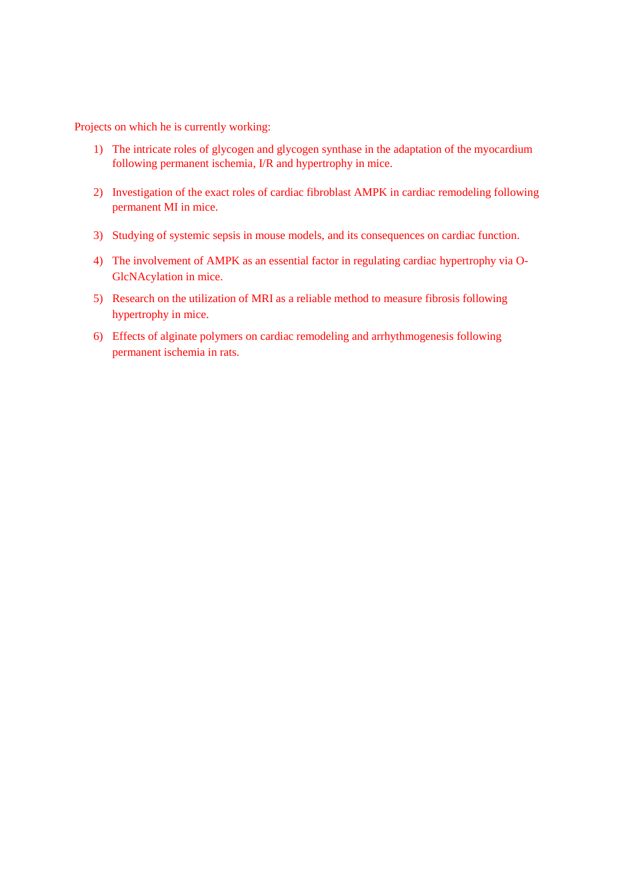Projects on which he is currently working:

1) The intricate roles of glycogen and glycogen synthase in the adaptation of the myocardium following permanent ischemia, I/R and hypertrophy in mice.

2) Investigation of the exact roles of cardiac fibroblast AMPK in cardiac remodeling following permanent MI in mice.

3) Studying of systemic sepsis in mouse models, and its consequences on cardiac function.

4) The involvement of AMPK as an essential factor in regulating cardiac hypertrophy via O-GlcNAcylation in mice.

5) Research on the utilization of MRI as a reliable method to measure fibrosis following hypertrophy in mice.

6) Effects of alginate polymers on cardiac remodeling and arrhythmogenesis following permanent ischemia in rats.